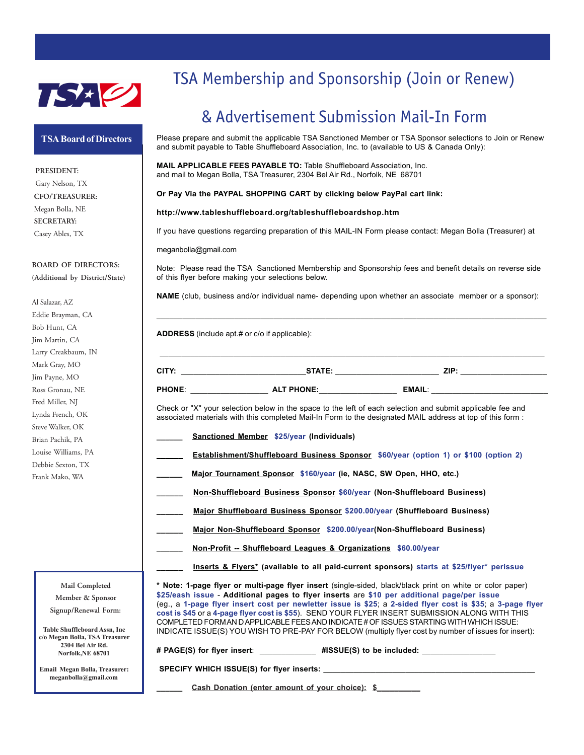# TSA Membership and Sponsorship (Join or Renew)

# & Advertisement Submission Mail-In Form

**TSA Board of Directors**

**PRESIDENT:**
Gary Nelson, TX
**CFO/TREASURER:**
Megan Bolla, NE
**SECRETARY:**
Casey Ables, TX

**BOARD OF DIRECTORS:**
(Additional by District/State)

Al Salazar, AZ
Eddie Brayman, CA
Bob Hunt, CA
Jim Martin, CA
Larry Creakbaum, IN
Mark Gray, MO
Jim Payne, MO
Ross Gronau, NE
Fred Miller, NJ
Lynda French, OK
Steve Walker, OK
Brian Pachik, PA
Louise Williams, PA
Debbie Sexton, TX
Frank Mako, WA

Mail Completed Member & Sponsor Signup/Renewal Form:

**Table Shuffleboard Assn, Inc**
**c/o Megan Bolla, TSA Treasurer**
**2304 Bel Air Rd.**
**Norfolk,NE 68701**

**Email Megan Bolla, Treasurer:**
**meganbolla@gmail.com**

Please prepare and submit the applicable TSA Sanctioned Member or TSA Sponsor selections to Join or Renew and submit payable to Table Shuffleboard Association, Inc. to (available to US & Canada Only):

**MAIL APPLICABLE FEES PAYABLE TO:** Table Shuffleboard Association, Inc.
and mail to Megan Bolla, TSA Treasurer, 2304 Bel Air Rd., Norfolk, NE 68701

**Or Pay Via the PAYPAL SHOPPING CART by clicking below PayPal cart link:**

**http://www.tableshuffleboard.org/tableshuffleboardshop.htm**

If you have questions regarding preparation of this MAIL-IN Form please contact: Megan Bolla (Treasurer) at

meganbolla@gmail.com

Note: Please read the TSA Sanctioned Membership and Sponsorship fees and benefit details on reverse side of this flyer before making your selections below.

**NAME** (club, business and/or individual name- depending upon whether an associate member or a sponsor):

_______________________________________________________________________________

**ADDRESS** (include apt.# or c/o if applicable):

_______________________________________________________________________________

**CITY:** ____________________________ **STATE:** _______________________ **ZIP:** ___________________

**PHONE**: _________________ **ALT PHONE:**_________________ **EMAIL**: __________________________

Check or "X" your selection below in the space to the left of each selection and submit applicable fee and associated materials with this completed Mail-In Form to the designated MAIL address at top of this form :

______ **Sanctioned Member** **$25/year** **(Individuals)**

______ **Establishment/Shuffleboard Business Sponsor** **$60/year (option 1) or $100 (option 2)**

______ **Major Tournament Sponsor** **$160/year** **(ie, NASC, SW Open, HHO, etc.)**

______ **Non-Shuffleboard Business Sponsor** **$60/year** **(Non-Shuffleboard Business)**

______ **Major Shuffleboard Business Sponsor** **$200.00/year** **(Shuffleboard Business)**

______ **Major Non-Shuffleboard Sponsor** **$200.00/year**(**Non-Shuffleboard Business)**

______ **Non-Profit -- Shuffleboard Leagues & Organizations** **$60.00/year**

______ **Inserts & Flyers*** **(available to all paid-current sponsors)** **starts at $25/flyer* perissue**

**\* Note: 1-page flyer or multi-page flyer insert** (single-sided, black/black print on white or color paper) **$25/eash issue** - **Additional pages to flyer inserts** are **$10 per additional page/per issue** (eg., a **1-page flyer insert cost per newletter issue is $25**; a **2-sided flyer cost is $35**; a **3-page flyer cost is $45** or a **4-page flyer cost is $55**). SEND YOUR FLYER INSERT SUBMISSION ALONG WITH THIS COMPLETED FORMAN D APPLICABLE FEES AND INDICATE # OF ISSUES STARTING WITH WHICH ISSUE: INDICATE ISSUE(S) YOU WISH TO PRE-PAY FOR BELOW (multiply flyer cost by number of issues for insert):

**# PAGE(S) for flyer insert**: _____________ **#ISSUE(S) to be included:** ________________

**SPECIFY WHICH ISSUE(S) for flyer inserts:** _______________________________________________

______ **Cash Donation (enter amount of your choice): $__________**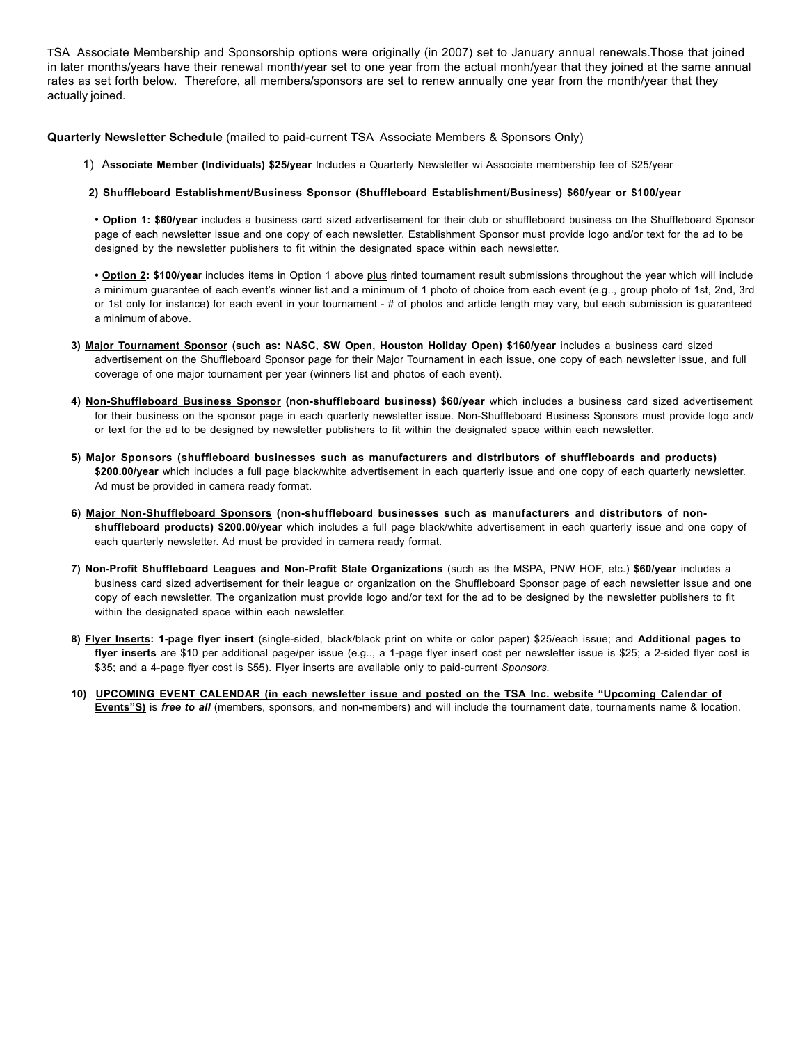TSA Associate Membership and Sponsorship options were originally (in 2007) set to January annual renewals.Those that joined in later months/years have their renewal month/year set to one year from the actual monh/year that they joined at the same annual rates as set forth below. Therefore, all members/sponsors are set to renew annually one year from the month/year that they actually joined.

<u>**Quarterly Newsletter Schedule**</u> (mailed to paid-current TSA Associate Members & Sponsors Only)

1) <u>A</u>**<u>ssociate Member</u> (Individuals) $25/year** Includes a Quarterly Newsletter wi Associate membership fee of $25/year

2) **<u>Shuffleboard Establishment/Business Sponsor</u> (Shuffleboard Establishment/Business) $60/year or $100/year**

   • **<u>Option 1</u>: $60/year** includes a business card sized advertisement for their club or shuffleboard business on the Shuffleboard Sponsor page of each newsletter issue and one copy of each newsletter. Establishment Sponsor must provide logo and/or text for the ad to be designed by the newsletter publishers to fit within the designated space within each newsletter.

   • **<u>Option 2</u>: $100/yea**r includes items in Option 1 above <u>plus</u> rinted tournament result submissions throughout the year which will include a minimum guarantee of each event's winner list and a minimum of 1 photo of choice from each event (e.g.., group photo of 1st, 2nd, 3rd or 1st only for instance) for each event in your tournament - # of photos and article length may vary, but each submission is guaranteed a minimum of above.

3) **<u>Major Tournament Sponsor</u> (such as: NASC, SW Open, Houston Holiday Open) $160/year** includes a business card sized advertisement on the Shuffleboard Sponsor page for their Major Tournament in each issue, one copy of each newsletter issue, and full coverage of one major tournament per year (winners list and photos of each event).

4) **<u>Non-Shuffleboard Business Sponsor</u> (non-shuffleboard business) $60/year** which includes a business card sized advertisement for their business on the sponsor page in each quarterly newsletter issue. Non-Shuffleboard Business Sponsors must provide logo and/or text for the ad to be designed by newsletter publishers to fit within the designated space within each newsletter.

5) **<u>Major Sponsors</u> (shuffleboard businesses such as manufacturers and distributors of shuffleboards and products) $200.00/year** which includes a full page black/white advertisement in each quarterly issue and one copy of each quarterly newsletter. Ad must be provided in camera ready format.

6) **<u>Major Non-Shuffleboard Sponsors</u> (non-shuffleboard businesses such as manufacturers and distributors of non-shuffleboard products) $200.00/year** which includes a full page black/white advertisement in each quarterly issue and one copy of each quarterly newsletter. Ad must be provided in camera ready format.

7) **<u>Non-Profit Shuffleboard Leagues and Non-Profit State Organizations</u>** (such as the MSPA, PNW HOF, etc.) **$60/year** includes a business card sized advertisement for their league or organization on the Shuffleboard Sponsor page of each newsletter issue and one copy of each newsletter. The organization must provide logo and/or text for the ad to be designed by the newsletter publishers to fit within the designated space within each newsletter.

8) **<u>Flyer Inserts</u>: 1-page flyer insert** (single-sided, black/black print on white or color paper) $25/each issue; and **Additional pages to flyer inserts** are $10 per additional page/per issue (e.g.., a 1-page flyer insert cost per newsletter issue is $25; a 2-sided flyer cost is $35; and a 4-page flyer cost is $55). Flyer inserts are available only to paid-current *Sponsors.*

10) **<u>UPCOMING EVENT CALENDAR (in each newsletter issue and posted on the TSA Inc. website "Upcoming Calendar of Events"S)</u>** is ***free to all*** (members, sponsors, and non-members) and will include the tournament date, tournaments name & location.